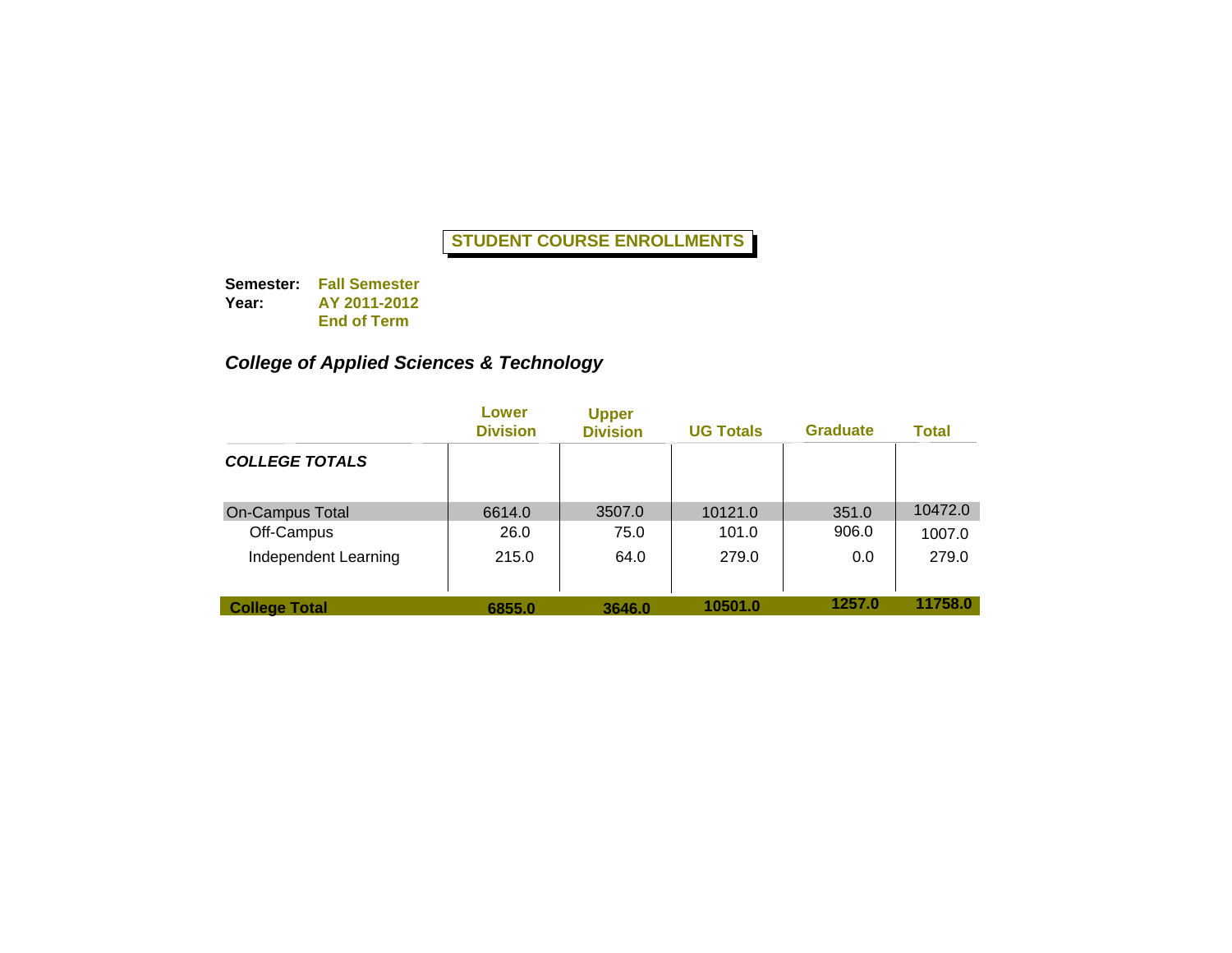**STUDENT COURSE ENROLLMENTS**

**Semester:** **Fall Semester**
**Year:** **AY 2011-2012**
**End of Term**

### *College of Applied Sciences & Technology*

| | Lower Division | Upper Division | UG Totals | Graduate | Total |
|---|---|---|---|---|---|
| ***COLLEGE TOTALS*** | | | | | |
| On-Campus Total | 6614.0 | 3507.0 | 10121.0 | 351.0 | 10472.0 |
| Off-Campus | 26.0 | 75.0 | 101.0 | 906.0 | 1007.0 |
| Independent Learning | 215.0 | 64.0 | 279.0 | 0.0 | 279.0 |
| **College Total** | **6855.0** | **3646.0** | **10501.0** | **1257.0** | **11758.0** |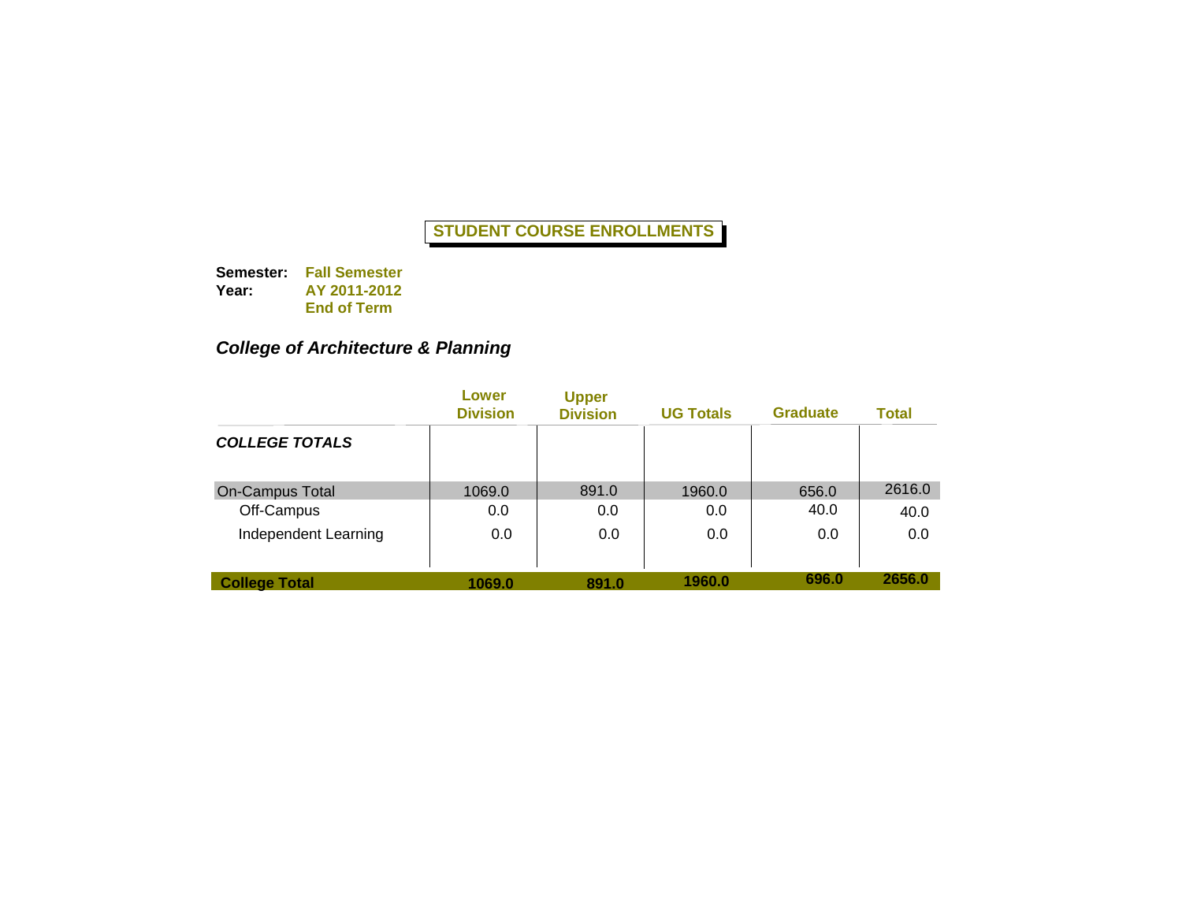## STUDENT COURSE ENROLLMENTS

**Semester:** **Fall Semester**
**Year:** **AY 2011-2012**
**End of Term**

### *College of Architecture & Planning*

| | Lower Division | Upper Division | UG Totals | Graduate | Total |
|---|---|---|---|---|---|
| ***COLLEGE TOTALS*** | | | | | |
| On-Campus Total | 1069.0 | 891.0 | 1960.0 | 656.0 | 2616.0 |
| Off-Campus | 0.0 | 0.0 | 0.0 | 40.0 | 40.0 |
| Independent Learning | 0.0 | 0.0 | 0.0 | 0.0 | 0.0 |
| **College Total** | **1069.0** | **891.0** | **1960.0** | **696.0** | **2656.0** |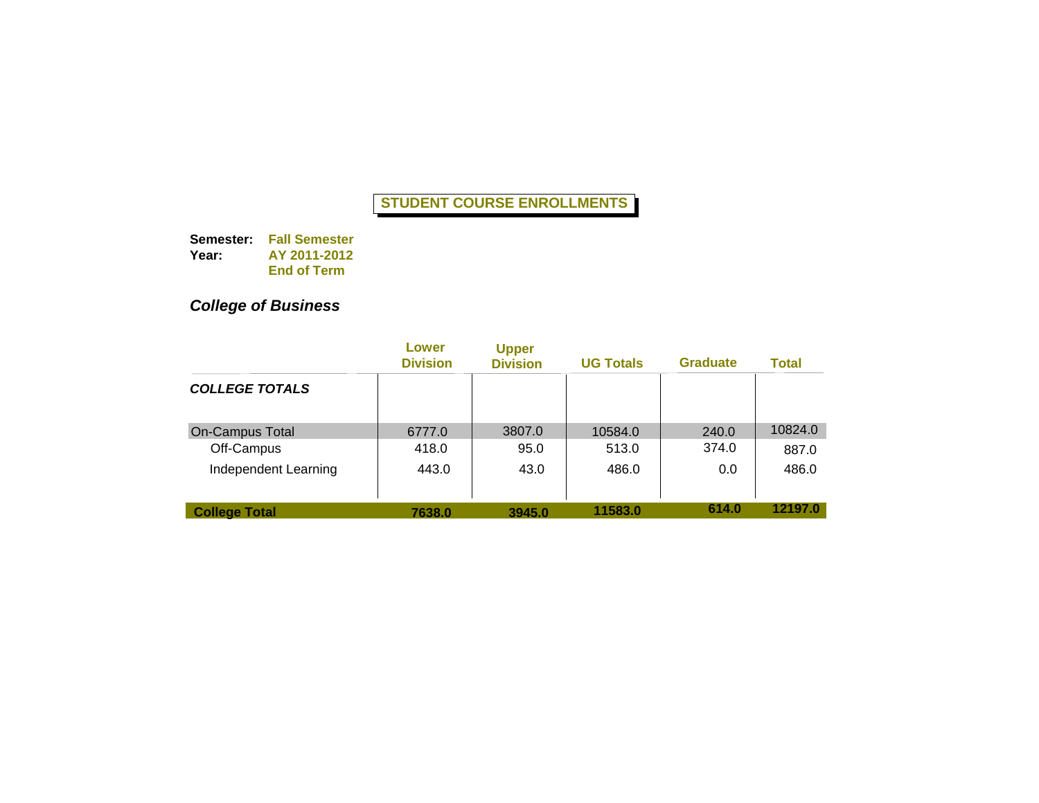# STUDENT COURSE ENROLLMENTS

**Semester:** **Fall Semester**
**Year:** **AY 2011-2012**
**End of Term**

***College of Business***

| | Lower Division | Upper Division | UG Totals | Graduate | Total |
|---|---|---|---|---|---|
| ***COLLEGE TOTALS*** | | | | | |
| On-Campus Total | 6777.0 | 3807.0 | 10584.0 | 240.0 | 10824.0 |
| Off-Campus | 418.0 | 95.0 | 513.0 | 374.0 | 887.0 |
| Independent Learning | 443.0 | 43.0 | 486.0 | 0.0 | 486.0 |
| **College Total** | **7638.0** | **3945.0** | **11583.0** | **614.0** | **12197.0** |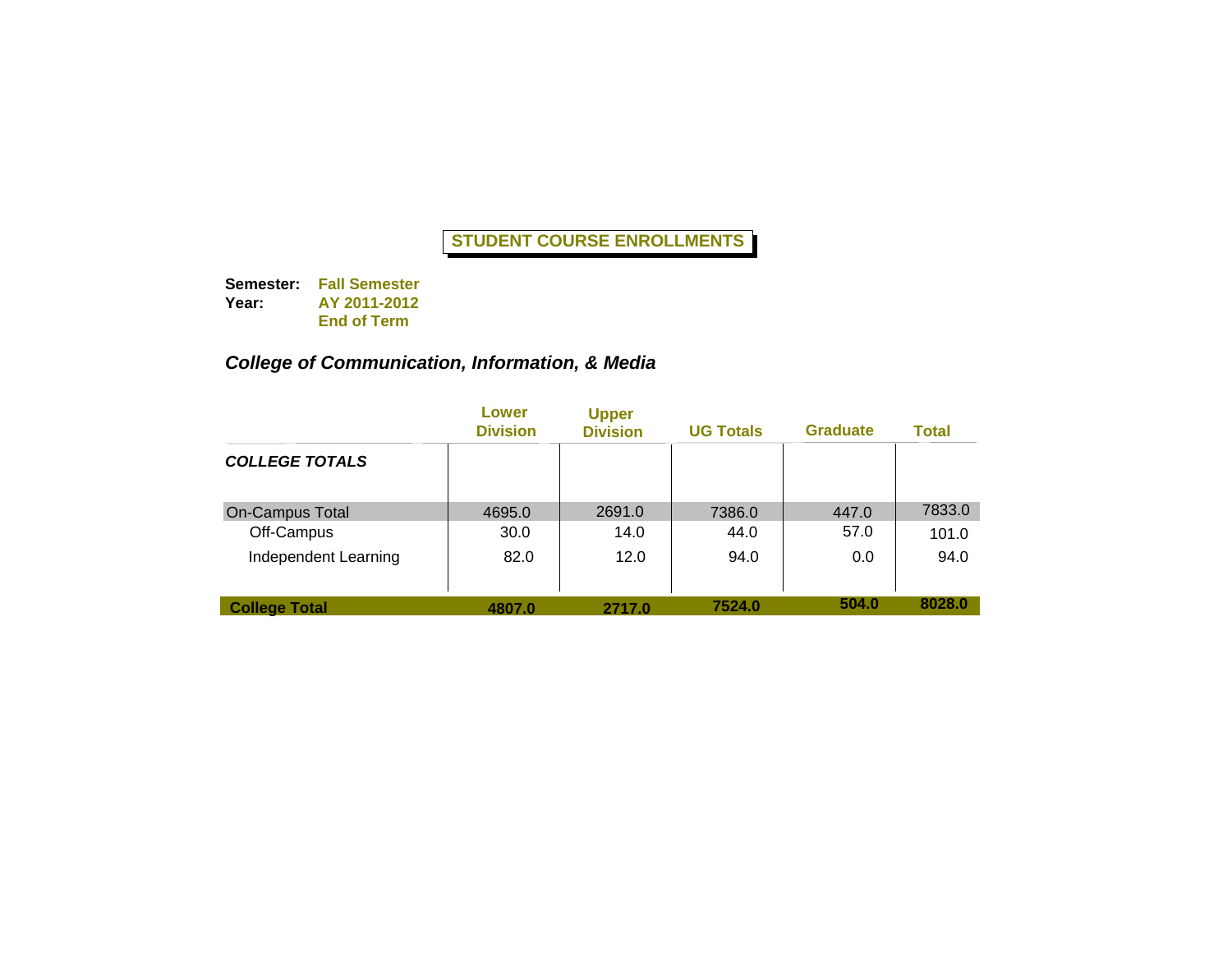# STUDENT COURSE ENROLLMENTS

**Semester:** **Fall Semester**
**Year:** **AY 2011-2012**
**End of Term**

## *College of Communication, Information, & Media*

| | Lower Division | Upper Division | UG Totals | Graduate | Total |
|---|---|---|---|---|---|
| ***COLLEGE TOTALS*** | | | | | |
| On-Campus Total | 4695.0 | 2691.0 | 7386.0 | 447.0 | 7833.0 |
| Off-Campus | 30.0 | 14.0 | 44.0 | 57.0 | 101.0 |
| Independent Learning | 82.0 | 12.0 | 94.0 | 0.0 | 94.0 |
| **College Total** | **4807.0** | **2717.0** | **7524.0** | **504.0** | **8028.0** |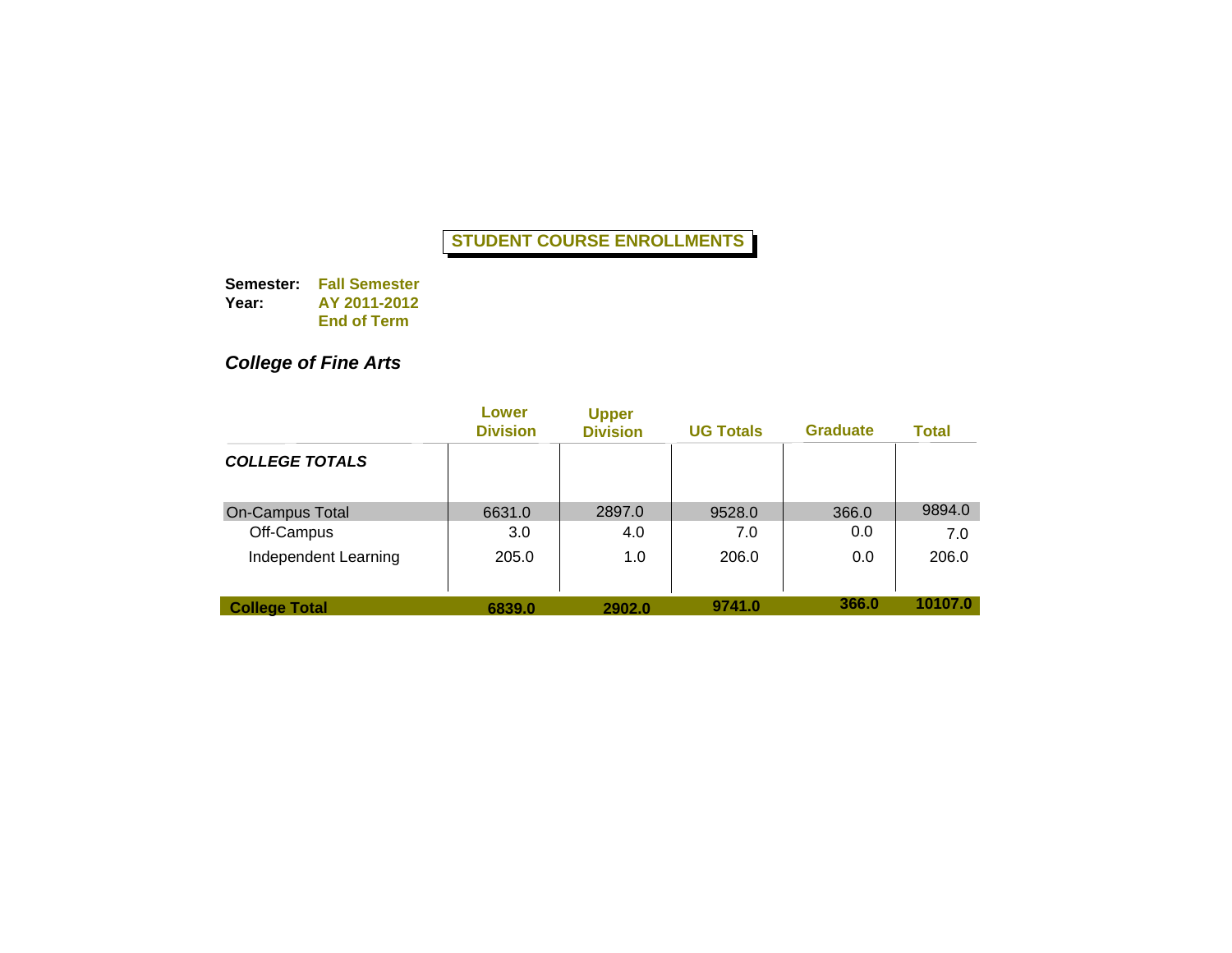# STUDENT COURSE ENROLLMENTS

**Semester:** **Fall Semester**
**Year:** **AY 2011-2012**
**End of Term**

## *College of Fine Arts*

| | Lower Division | Upper Division | UG Totals | Graduate | Total |
|---|---|---|---|---|---|
| ***COLLEGE TOTALS*** | | | | | |
| On-Campus Total | 6631.0 | 2897.0 | 9528.0 | 366.0 | 9894.0 |
| Off-Campus | 3.0 | 4.0 | 7.0 | 0.0 | 7.0 |
| Independent Learning | 205.0 | 1.0 | 206.0 | 0.0 | 206.0 |
| **College Total** | **6839.0** | **2902.0** | **9741.0** | **366.0** | **10107.0** |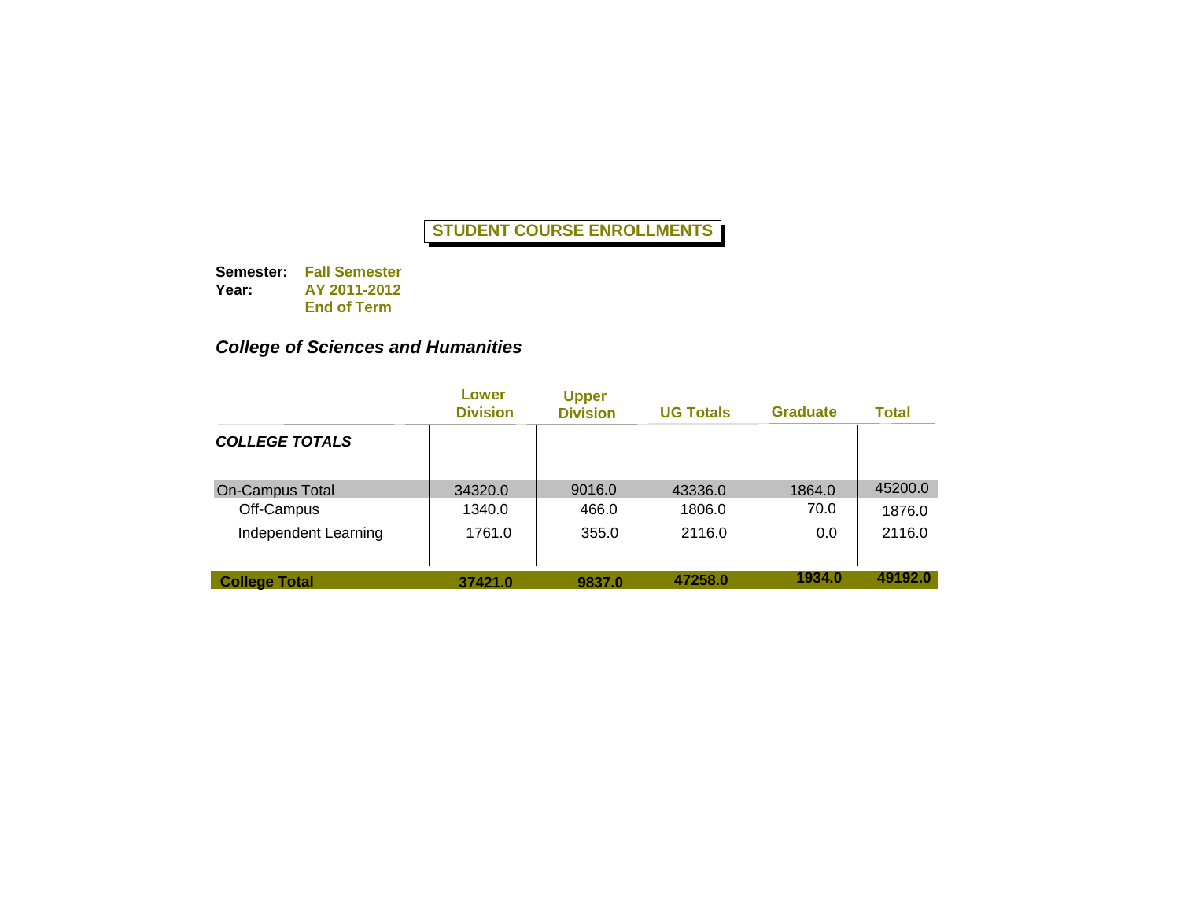# STUDENT COURSE ENROLLMENTS

**Semester:** **Fall Semester**
**Year:** **AY 2011-2012**
**End of Term**

## *College of Sciences and Humanities*

| | Lower Division | Upper Division | UG Totals | Graduate | Total |
|---|---|---|---|---|---|
| ***COLLEGE TOTALS*** | | | | | |
| On-Campus Total | 34320.0 | 9016.0 | 43336.0 | 1864.0 | 45200.0 |
| Off-Campus | 1340.0 | 466.0 | 1806.0 | 70.0 | 1876.0 |
| Independent Learning | 1761.0 | 355.0 | 2116.0 | 0.0 | 2116.0 |
| **College Total** | **37421.0** | **9837.0** | **47258.0** | **1934.0** | **49192.0** |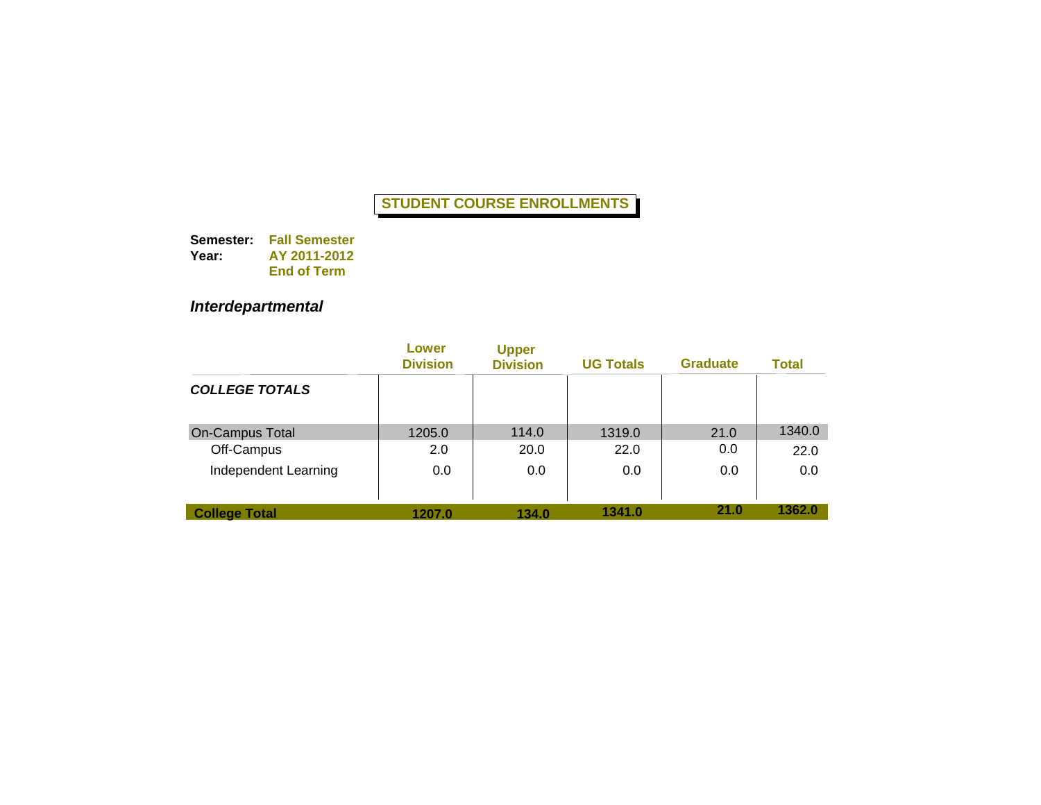# STUDENT COURSE ENROLLMENTS

**Semester:** **Fall Semester**
**Year:** **AY 2011-2012**
**End of Term**

## *Interdepartmental*

| | Lower Division | Upper Division | UG Totals | Graduate | Total |
|---|---|---|---|---|---|
| ***COLLEGE TOTALS*** | | | | | |
| On-Campus Total | 1205.0 | 114.0 | 1319.0 | 21.0 | 1340.0 |
| Off-Campus | 2.0 | 20.0 | 22.0 | 0.0 | 22.0 |
| Independent Learning | 0.0 | 0.0 | 0.0 | 0.0 | 0.0 |
| **College Total** | **1207.0** | **134.0** | **1341.0** | **21.0** | **1362.0** |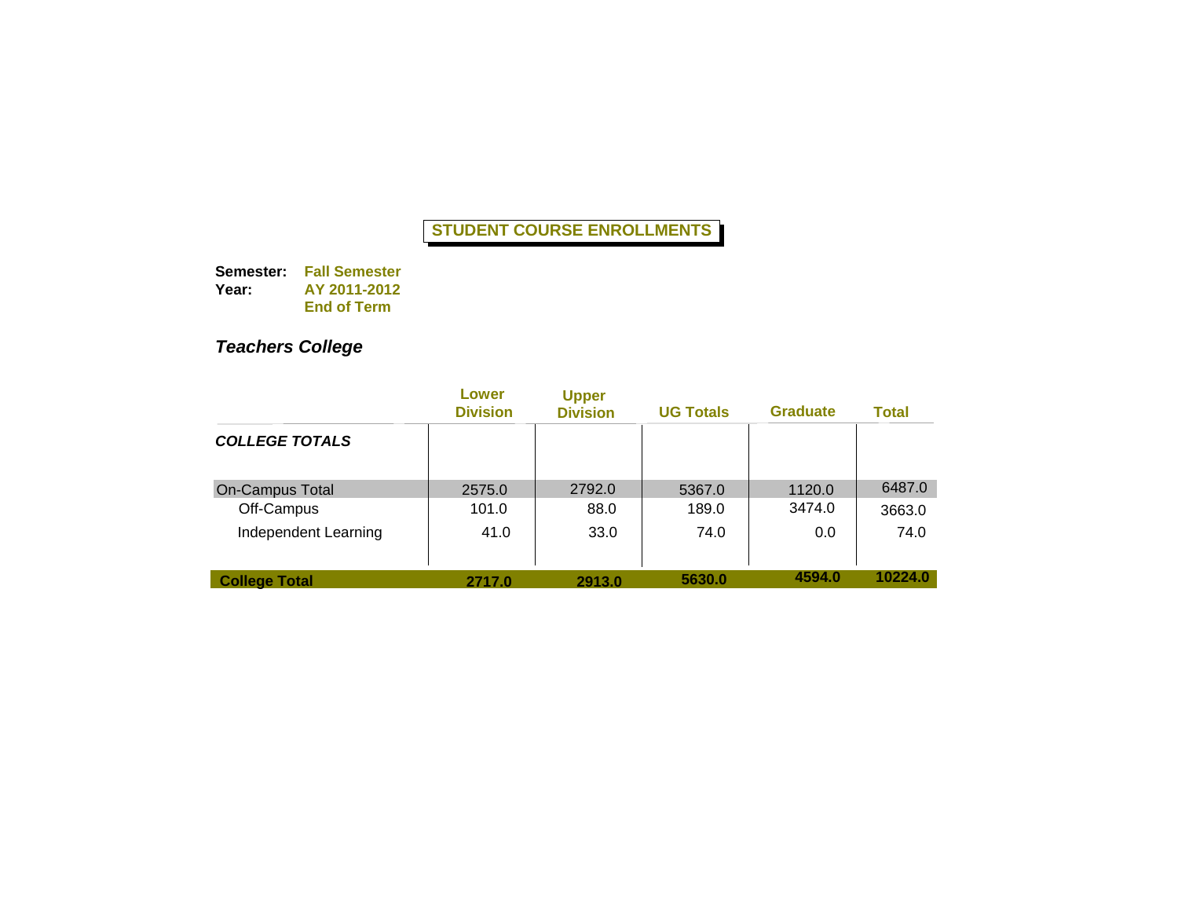**STUDENT COURSE ENROLLMENTS**

**Semester:** **Fall Semester**
**Year:** **AY 2011-2012**
**End of Term**

### *Teachers College*

| | Lower Division | Upper Division | UG Totals | Graduate | Total |
|---|---|---|---|---|---|
| ***COLLEGE TOTALS*** | | | | | |
| On-Campus Total | 2575.0 | 2792.0 | 5367.0 | 1120.0 | 6487.0 |
| Off-Campus | 101.0 | 88.0 | 189.0 | 3474.0 | 3663.0 |
| Independent Learning | 41.0 | 33.0 | 74.0 | 0.0 | 74.0 |
| **College Total** | **2717.0** | **2913.0** | **5630.0** | **4594.0** | **10224.0** |